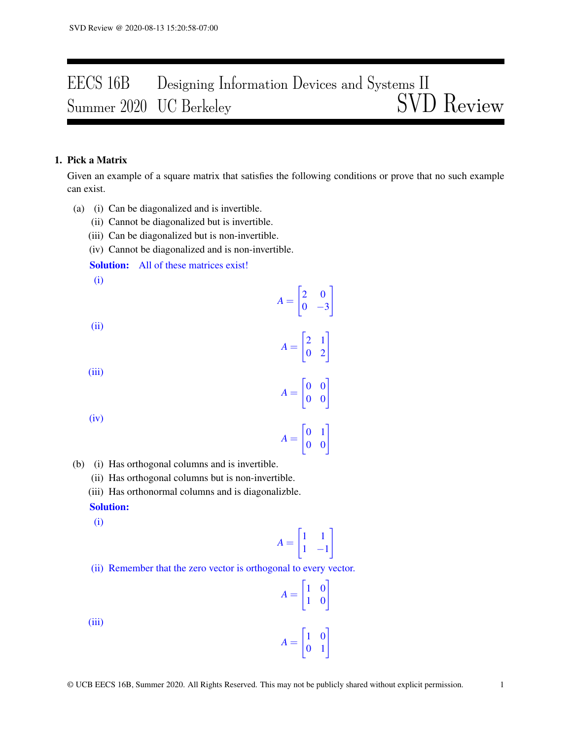# EECS 16B Designing Information Devices and Systems II
## Summer 2020 UC Berkeley — SVD Review

**1. Pick a Matrix**

Given an example of a square matrix that satisfies the following conditions or prove that no such example can exist.

(a) (i) Can be diagonalized and is invertible.
(ii) Cannot be diagonalized but is invertible.
(iii) Can be diagonalized but is non-invertible.
(iv) Cannot be diagonalized and is non-invertible.

**Solution:** All of these matrices exist!

(i)

$$A = \begin{bmatrix} 2 & 0 \\ 0 & -3 \end{bmatrix}$$

(ii)

$$A = \begin{bmatrix} 2 & 1 \\ 0 & 2 \end{bmatrix}$$

(iii)

$$A = \begin{bmatrix} 0 & 0 \\ 0 & 0 \end{bmatrix}$$

(iv)

$$A = \begin{bmatrix} 0 & 1 \\ 0 & 0 \end{bmatrix}$$

(b) (i) Has orthogonal columns and is invertible.
(ii) Has orthogonal columns but is non-invertible.
(iii) Has orthonormal columns and is diagonalizble.

**Solution:**

(i)

$$A = \begin{bmatrix} 1 & 1 \\ 1 & -1 \end{bmatrix}$$

(ii) Remember that the zero vector is orthogonal to every vector.

$$A = \begin{bmatrix} 1 & 0 \\ 1 & 0 \end{bmatrix}$$

(iii)

$$A = \begin{bmatrix} 1 & 0 \\ 0 & 1 \end{bmatrix}$$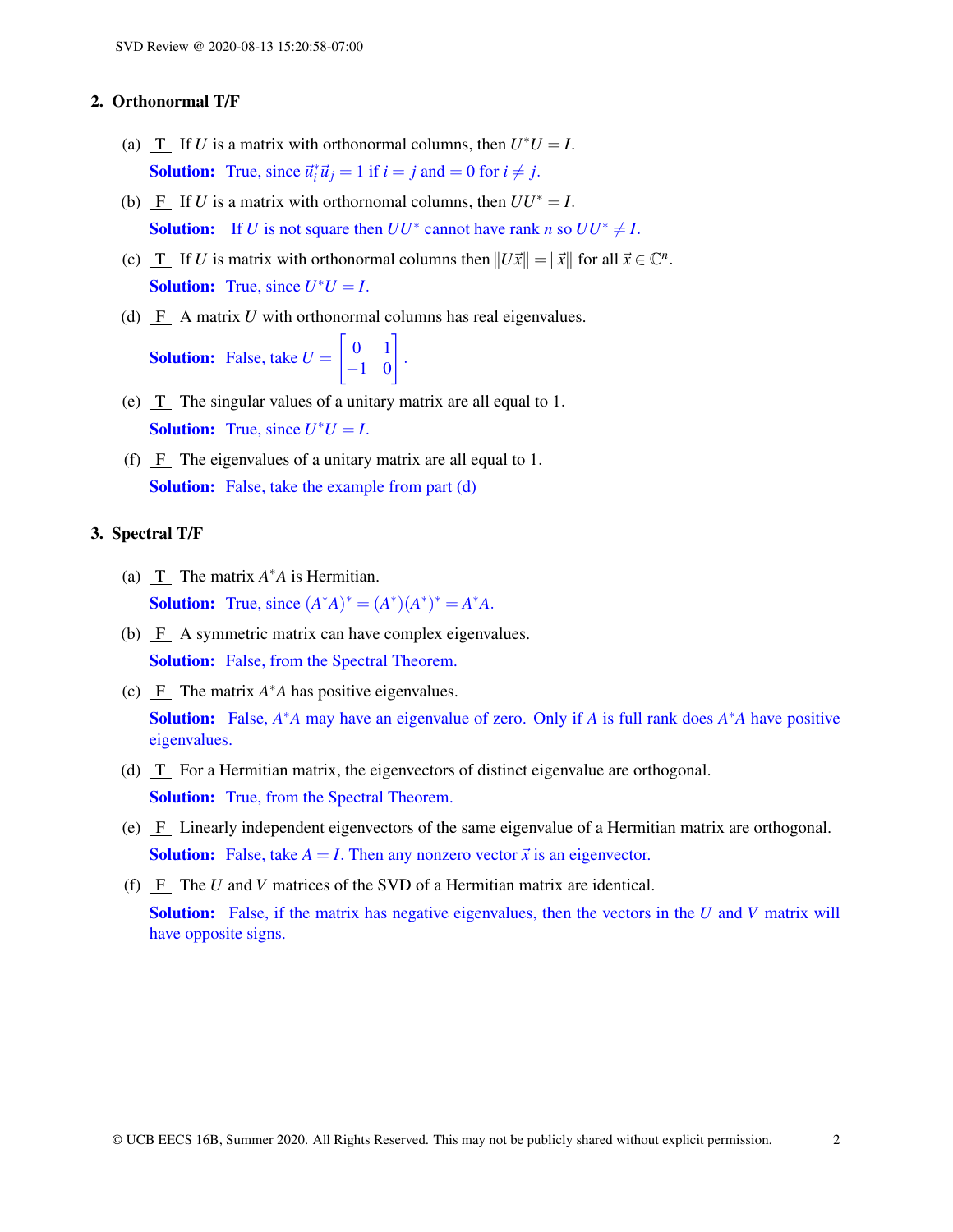## 2. Orthonormal T/F

(a) <u>T</u> If $U$ is a matrix with orthonormal columns, then $U^*U = I$.

**Solution:** True, since $\vec{u}_i^* \vec{u}_j = 1$ if $i = j$ and $= 0$ for $i \neq j$.

(b) <u>F</u> If $U$ is a matrix with orthornomal columns, then $UU^* = I$.

**Solution:** If $U$ is not square then $UU^*$ cannot have rank $n$ so $UU^* \neq I$.

(c) <u>T</u> If $U$ is matrix with orthonormal columns then $\|U\vec{x}\| = \|\vec{x}\|$ for all $\vec{x} \in \mathbb{C}^n$.

**Solution:** True, since $U^*U = I$.

(d) <u>F</u> A matrix $U$ with orthonormal columns has real eigenvalues.

**Solution:** False, take $U = \begin{bmatrix} 0 & 1 \\ -1 & 0 \end{bmatrix}$.

(e) <u>T</u> The singular values of a unitary matrix are all equal to 1.

**Solution:** True, since $U^*U = I$.

(f) <u>F</u> The eigenvalues of a unitary matrix are all equal to 1.

**Solution:** False, take the example from part (d)

## 3. Spectral T/F

(a) <u>T</u> The matrix $A^*A$ is Hermitian.

**Solution:** True, since $(A^*A)^* = (A^*)(A^*)^* = A^*A$.

(b) <u>F</u> A symmetric matrix can have complex eigenvalues.

**Solution:** False, from the Spectral Theorem.

(c) <u>F</u> The matrix $A^*A$ has positive eigenvalues.

**Solution:** False, $A^*A$ may have an eigenvalue of zero. Only if $A$ is full rank does $A^*A$ have positive eigenvalues.

(d) <u>T</u> For a Hermitian matrix, the eigenvectors of distinct eigenvalue are orthogonal.

**Solution:** True, from the Spectral Theorem.

(e) <u>F</u> Linearly independent eigenvectors of the same eigenvalue of a Hermitian matrix are orthogonal.

**Solution:** False, take $A = I$. Then any nonzero vector $\vec{x}$ is an eigenvector.

(f) <u>F</u> The $U$ and $V$ matrices of the SVD of a Hermitian matrix are identical.

**Solution:** False, if the matrix has negative eigenvalues, then the vectors in the $U$ and $V$ matrix will have opposite signs.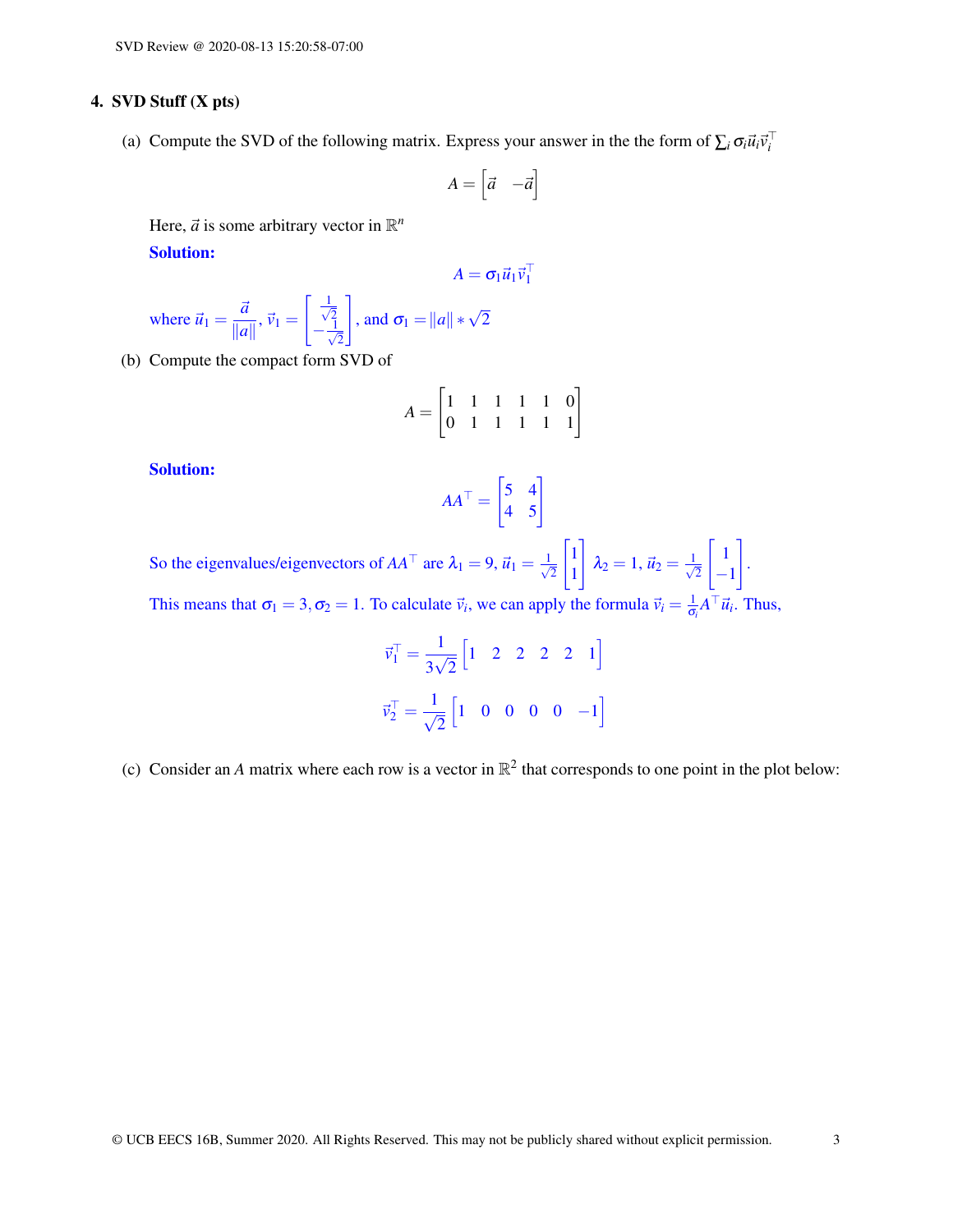## 4. SVD Stuff (X pts)

(a) Compute the SVD of the following matrix. Express your answer in the the form of $\sum_i \sigma_i \vec{u}_i \vec{v}_i^\top$

$$A = \begin{bmatrix} \vec{a} & -\vec{a} \end{bmatrix}$$

Here, $\vec{a}$ is some arbitrary vector in $\mathbb{R}^n$

**Solution:**

$$A = \sigma_1 \vec{u}_1 \vec{v}_1^\top$$

where $\vec{u}_1 = \frac{\vec{a}}{\|a\|}$, $\vec{v}_1 = \begin{bmatrix} \frac{1}{\sqrt{2}} \\ -\frac{1}{\sqrt{2}} \end{bmatrix}$, and $\sigma_1 = \|a\| * \sqrt{2}$

(b) Compute the compact form SVD of

$$A = \begin{bmatrix} 1 & 1 & 1 & 1 & 1 & 0 \\ 0 & 1 & 1 & 1 & 1 & 1 \end{bmatrix}$$

**Solution:**

$$AA^\top = \begin{bmatrix} 5 & 4 \\ 4 & 5 \end{bmatrix}$$

So the eigenvalues/eigenvectors of $AA^\top$ are $\lambda_1 = 9$, $\vec{u}_1 = \frac{1}{\sqrt{2}} \begin{bmatrix} 1 \\ 1 \end{bmatrix}$ $\lambda_2 = 1$, $\vec{u}_2 = \frac{1}{\sqrt{2}} \begin{bmatrix} 1 \\ -1 \end{bmatrix}$.

This means that $\sigma_1 = 3, \sigma_2 = 1$. To calculate $\vec{v}_i$, we can apply the formula $\vec{v}_i = \frac{1}{\sigma_i} A^\top \vec{u}_i$. Thus,

$$\vec{v}_1^\top = \frac{1}{3\sqrt{2}} \begin{bmatrix} 1 & 2 & 2 & 2 & 2 & 1 \end{bmatrix}$$

$$\vec{v}_2^\top = \frac{1}{\sqrt{2}} \begin{bmatrix} 1 & 0 & 0 & 0 & 0 & -1 \end{bmatrix}$$

(c) Consider an $A$ matrix where each row is a vector in $\mathbb{R}^2$ that corresponds to one point in the plot below: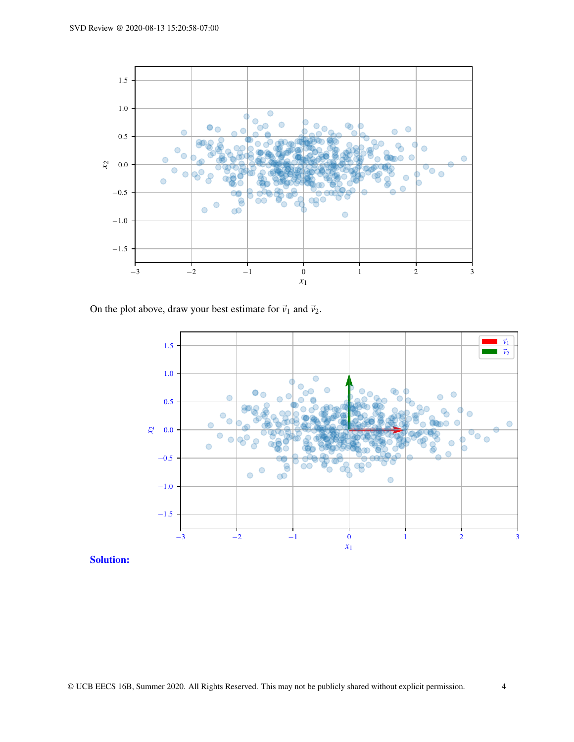On the plot above, draw your best estimate for $\vec{v}_1$ and $\vec{v}_2$.

**Solution:**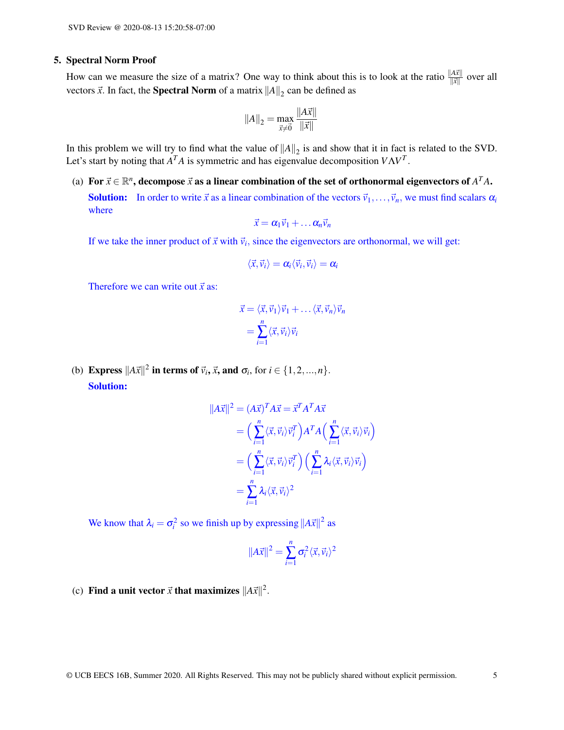## 5. Spectral Norm Proof

How can we measure the size of a matrix? One way to think about this is to look at the ratio $\frac{\|A\vec{x}\|}{\|\vec{x}\|}$ over all vectors $\vec{x}$. In fact, the **Spectral Norm** of a matrix $\|A\|_2$ can be defined as

$$\|A\|_2 = \max_{\vec{x} \neq \vec{0}} \frac{\|A\vec{x}\|}{\|\vec{x}\|}$$

In this problem we will try to find what the value of $\|A\|_2$ is and show that it in fact is related to the SVD. Let's start by noting that $A^T A$ is symmetric and has eigenvalue decomposition $V \Lambda V^T$.

(a) **For $\vec{x} \in \mathbb{R}^n$, decompose $\vec{x}$ as a linear combination of the set of orthonormal eigenvectors of $A^T A$.**

**Solution:** In order to write $\vec{x}$ as a linear combination of the vectors $\vec{v}_1, \ldots, \vec{v}_n$, we must find scalars $\alpha_i$ where

$$\vec{x} = \alpha_1 \vec{v}_1 + \ldots \alpha_n \vec{v}_n$$

If we take the inner product of $\vec{x}$ with $\vec{v}_i$, since the eigenvectors are orthonormal, we will get:

$$\langle \vec{x}, \vec{v}_i \rangle = \alpha_i \langle \vec{v}_i, \vec{v}_i \rangle = \alpha_i$$

Therefore we can write out $\vec{x}$ as:

$$\begin{aligned} \vec{x} &= \langle \vec{x}, \vec{v}_1 \rangle \vec{v}_1 + \ldots \langle \vec{x}, \vec{v}_n \rangle \vec{v}_n \\ &= \sum_{i=1}^{n} \langle \vec{x}, \vec{v}_i \rangle \vec{v}_i \end{aligned}$$

(b) **Express $\|A\vec{x}\|^2$ in terms of $\vec{v}_i$, $\vec{x}$, and $\sigma_i$**, for $i \in \{1, 2, ..., n\}$.

**Solution:**

$$\begin{aligned} \|A\vec{x}\|^2 = (A\vec{x})^T A\vec{x} &= \vec{x}^T A^T A \vec{x} \\ &= \Big( \sum_{i=1}^{n} \langle \vec{x}, \vec{v}_i \rangle \vec{v}_i^T \Big) A^T A \Big( \sum_{i=1}^{n} \langle \vec{x}, \vec{v}_i \rangle \vec{v}_i \Big) \\ &= \Big( \sum_{i=1}^{n} \langle \vec{x}, \vec{v}_i \rangle \vec{v}_i^T \Big) \Big( \sum_{i=1}^{n} \lambda_i \langle \vec{x}, \vec{v}_i \rangle \vec{v}_i \Big) \\ &= \sum_{i=1}^{n} \lambda_i \langle \vec{x}, \vec{v}_i \rangle^2 \end{aligned}$$

We know that $\lambda_i = \sigma_i^2$ so we finish up by expressing $\|A\vec{x}\|^2$ as

$$\|A\vec{x}\|^2 = \sum_{i=1}^{n} \sigma_i^2 \langle \vec{x}, \vec{v}_i \rangle^2$$

(c) **Find a unit vector $\vec{x}$ that maximizes $\|A\vec{x}\|^2$.**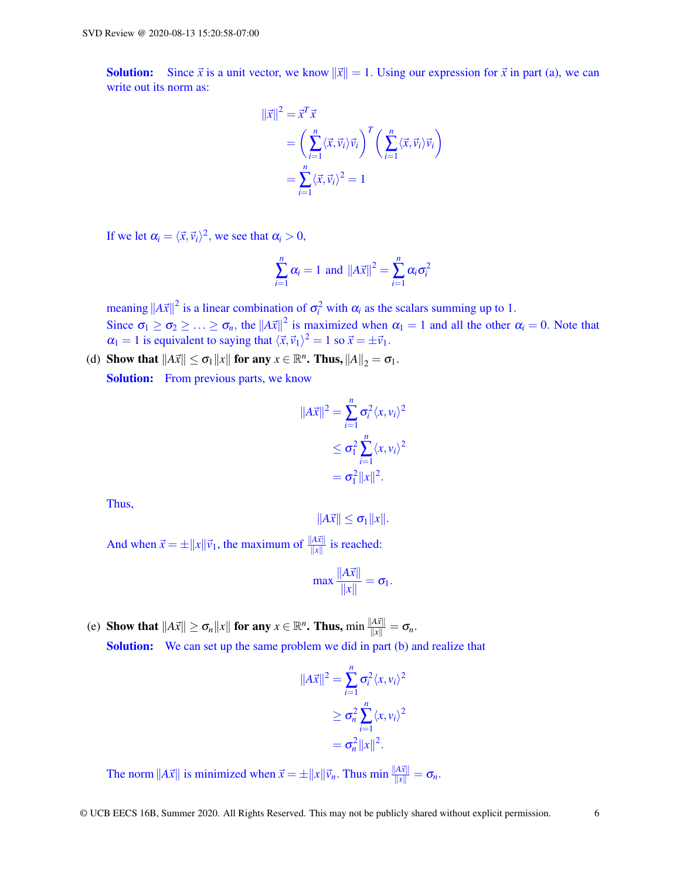**Solution:** Since $\vec{x}$ is a unit vector, we know $\|\vec{x}\| = 1$. Using our expression for $\vec{x}$ in part (a), we can write out its norm as:

$$
\begin{aligned}
\|\vec{x}\|^2 &= \vec{x}^T\vec{x} \\
&= \left(\sum_{i=1}^{n} \langle \vec{x}, \vec{v}_i \rangle \vec{v}_i\right)^T \left(\sum_{i=1}^{n} \langle \vec{x}, \vec{v}_i \rangle \vec{v}_i\right) \\
&= \sum_{i=1}^{n} \langle \vec{x}, \vec{v}_i \rangle^2 = 1
\end{aligned}
$$

If we let $\alpha_i = \langle \vec{x}, \vec{v}_i \rangle^2$, we see that $\alpha_i > 0$,

$$
\sum_{i=1}^{n} \alpha_i = 1 \text{ and } \|A\vec{x}\|^2 = \sum_{i=1}^{n} \alpha_i \sigma_i^2
$$

meaning $\|A\vec{x}\|^2$ is a linear combination of $\sigma_i^2$ with $\alpha_i$ as the scalars summing up to 1.
Since $\sigma_1 \geq \sigma_2 \geq \ldots \geq \sigma_n$, the $\|A\vec{x}\|^2$ is maximized when $\alpha_1 = 1$ and all the other $\alpha_i = 0$. Note that $\alpha_1 = 1$ is equivalent to saying that $\langle \vec{x}, \vec{v}_1 \rangle^2 = 1$ so $\vec{x} = \pm\vec{v}_1$.

(d) **Show that $\|A\vec{x}\| \leq \sigma_1\|x\|$ for any $x \in \mathbb{R}^n$. Thus, $\|A\|_2 = \sigma_1$.**

**Solution:** From previous parts, we know

$$
\begin{aligned}
\|A\vec{x}\|^2 &= \sum_{i=1}^{n} \sigma_i^2 \langle x, v_i \rangle^2 \\
&\leq \sigma_1^2 \sum_{i=1}^{n} \langle x, v_i \rangle^2 \\
&= \sigma_1^2 \|x\|^2.
\end{aligned}
$$

Thus,

$$
\|A\vec{x}\| \leq \sigma_1\|x\|.
$$

And when $\vec{x} = \pm\|x\|\vec{v}_1$, the maximum of $\frac{\|A\vec{x}\|}{\|x\|}$ is reached:

$$
\max \frac{\|A\vec{x}\|}{\|x\|} = \sigma_1.
$$

(e) **Show that $\|A\vec{x}\| \geq \sigma_n\|x\|$ for any $x \in \mathbb{R}^n$. Thus, $\min \frac{\|A\vec{x}\|}{\|x\|} = \sigma_n$.**

**Solution:** We can set up the same problem we did in part (b) and realize that

$$
\begin{aligned}
\|A\vec{x}\|^2 &= \sum_{i=1}^{n} \sigma_i^2 \langle x, v_i \rangle^2 \\
&\geq \sigma_n^2 \sum_{i=1}^{n} \langle x, v_i \rangle^2 \\
&= \sigma_n^2 \|x\|^2.
\end{aligned}
$$

The norm $\|A\vec{x}\|$ is minimized when $\vec{x} = \pm\|x\|\vec{v}_n$. Thus $\min \frac{\|A\vec{x}\|}{\|x\|} = \sigma_n$.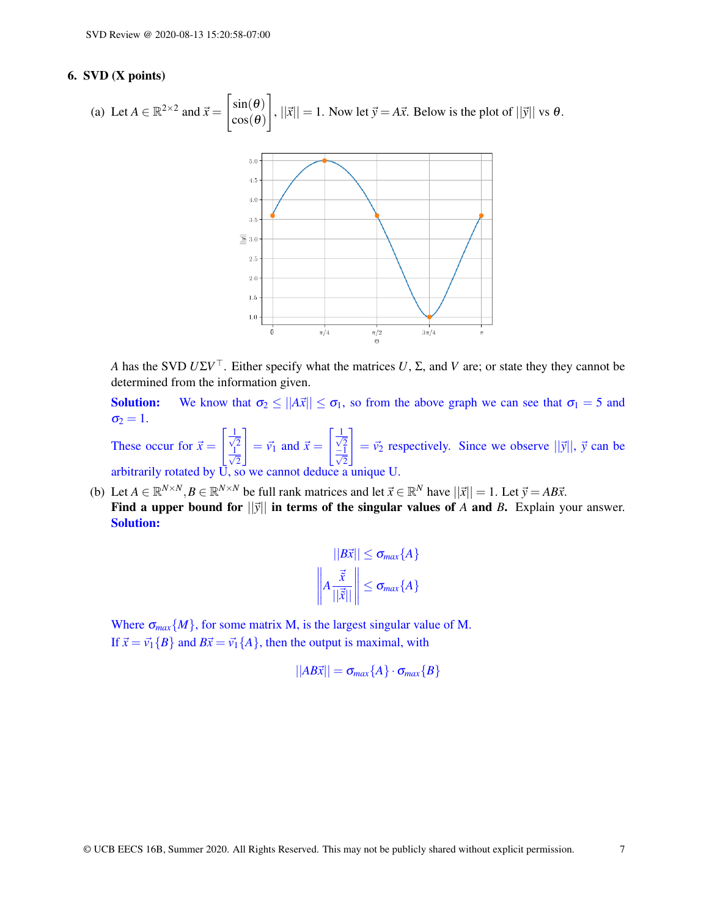## 6. SVD (X points)

(a) Let $A \in \mathbb{R}^{2\times 2}$ and $\vec{x} = \begin{bmatrix} \sin(\theta) \\ \cos(\theta) \end{bmatrix}$, $||\vec{x}|| = 1$. Now let $\vec{y} = A\vec{x}$. Below is the plot of $||\vec{y}||$ vs $\theta$.

$A$ has the SVD $U\Sigma V^\top$. Either specify what the matrices $U$, $\Sigma$, and $V$ are; or state they they cannot be determined from the information given.

**Solution:** We know that $\sigma_2 \leq ||A\vec{x}|| \leq \sigma_1$, so from the above graph we can see that $\sigma_1 = 5$ and $\sigma_2 = 1$.

These occur for $\vec{x} = \begin{bmatrix} \frac{1}{\sqrt{2}} \\ \frac{1}{\sqrt{2}} \end{bmatrix} = \vec{v}_1$ and $\vec{x} = \begin{bmatrix} \frac{1}{\sqrt{2}} \\ \frac{-1}{\sqrt{2}} \end{bmatrix} = \vec{v}_2$ respectively. Since we observe $||\vec{y}||$, $\vec{y}$ can be arbitrarily rotated by U, so we cannot deduce a unique U.

(b) Let $A \in \mathbb{R}^{N\times N}, B \in \mathbb{R}^{N\times N}$ be full rank matrices and let $\vec{x} \in \mathbb{R}^N$ have $||\vec{x}|| = 1$. Let $\vec{y} = AB\vec{x}$.
**Find a upper bound for $||\vec{y}||$ in terms of the singular values of $A$ and $B$.** Explain your answer.
**Solution:**

$$||B\vec{x}|| \leq \sigma_{max}\{A\}$$

$$\left\| A \frac{\vec{\tilde{x}}}{||\vec{\tilde{x}}||} \right\| \leq \sigma_{max}\{A\}$$

Where $\sigma_{max}\{M\}$, for some matrix M, is the largest singular value of M.
If $\vec{x} = \vec{v}_1\{B\}$ and $B\vec{x} = \vec{v}_1\{A\}$, then the output is maximal, with

$$||AB\vec{x}|| = \sigma_{max}\{A\} \cdot \sigma_{max}\{B\}$$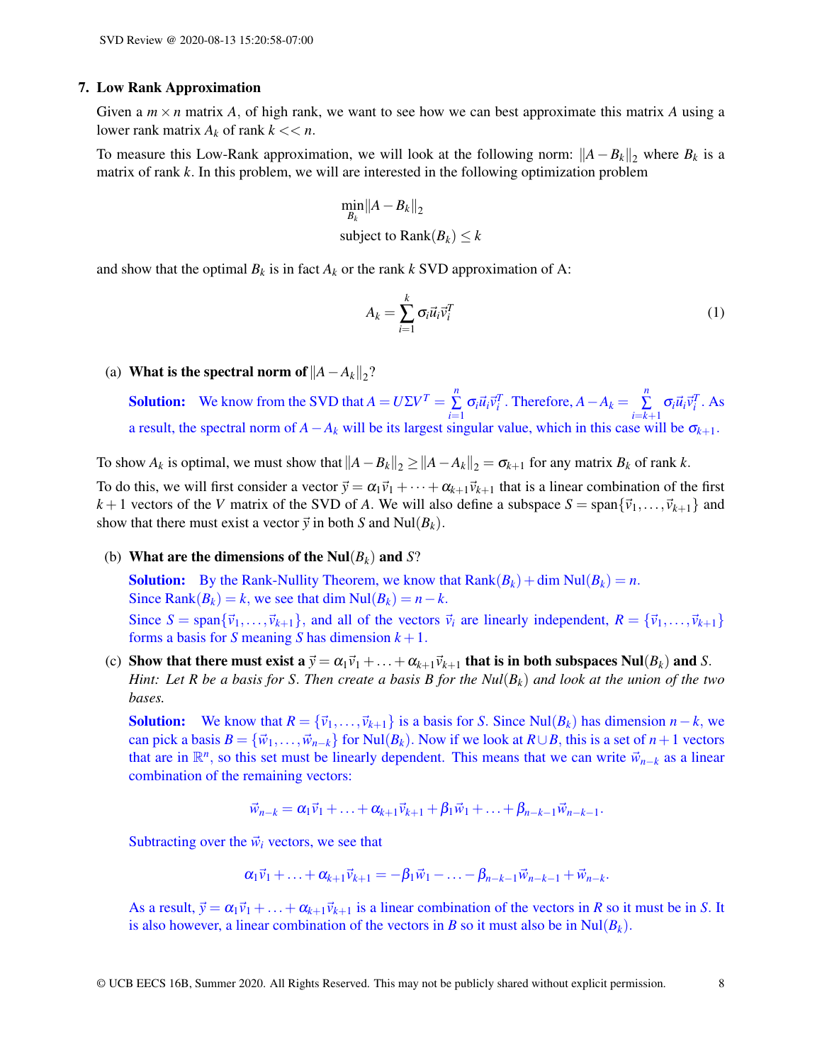## 7. Low Rank Approximation

Given a $m \times n$ matrix $A$, of high rank, we want to see how we can best approximate this matrix $A$ using a lower rank matrix $A_k$ of rank $k << n$.

To measure this Low-Rank approximation, we will look at the following norm: $\|A - B_k\|_2$ where $B_k$ is a matrix of rank $k$. In this problem, we will are interested in the following optimization problem

$$\min_{B_k} \|A - B_k\|_2$$
$$\text{subject to } \text{Rank}(B_k) \leq k$$

and show that the optimal $B_k$ is in fact $A_k$ or the rank $k$ SVD approximation of A:

$$A_k = \sum_{i=1}^{k} \sigma_i \vec{u}_i \vec{v}_i^T \tag{1}$$

(a) **What is the spectral norm of $\|A - A_k\|_2$?**

**Solution:** We know from the SVD that $A = U\Sigma V^T = \sum_{i=1}^{n} \sigma_i \vec{u}_i \vec{v}_i^T$. Therefore, $A - A_k = \sum_{i=k+1}^{n} \sigma_i \vec{u}_i \vec{v}_i^T$. As a result, the spectral norm of $A - A_k$ will be its largest singular value, which in this case will be $\sigma_{k+1}$.

To show $A_k$ is optimal, we must show that $\|A - B_k\|_2 \geq \|A - A_k\|_2 = \sigma_{k+1}$ for any matrix $B_k$ of rank $k$.

To do this, we will first consider a vector $\vec{y} = \alpha_1 \vec{v}_1 + \cdots + \alpha_{k+1} \vec{v}_{k+1}$ that is a linear combination of the first $k+1$ vectors of the $V$ matrix of the SVD of $A$. We will also define a subspace $S = \text{span}\{\vec{v}_1, \ldots, \vec{v}_{k+1}\}$ and show that there must exist a vector $\vec{y}$ in both $S$ and $\text{Nul}(B_k)$.

(b) **What are the dimensions of the $\text{Nul}(B_k)$ and $S$?**

**Solution:** By the Rank-Nullity Theorem, we know that $\text{Rank}(B_k) + \dim \text{Nul}(B_k) = n$.
Since $\text{Rank}(B_k) = k$, we see that $\dim \text{Nul}(B_k) = n - k$.
Since $S = \text{span}\{\vec{v}_1, \ldots, \vec{v}_{k+1}\}$, and all of the vectors $\vec{v}_i$ are linearly independent, $R = \{\vec{v}_1, \ldots, \vec{v}_{k+1}\}$ forms a basis for $S$ meaning $S$ has dimension $k+1$.

(c) **Show that there must exist a $\vec{y} = \alpha_1 \vec{v}_1 + \ldots + \alpha_{k+1} \vec{v}_{k+1}$ that is in both subspaces $\text{Nul}(B_k)$ and $S$.**
*Hint: Let R be a basis for S. Then create a basis B for the Nul($B_k$) and look at the union of the two bases.*

**Solution:** We know that $R = \{\vec{v}_1, \ldots, \vec{v}_{k+1}\}$ is a basis for $S$. Since $\text{Nul}(B_k)$ has dimension $n - k$, we can pick a basis $B = \{\vec{w}_1, \ldots, \vec{w}_{n-k}\}$ for $\text{Nul}(B_k)$. Now if we look at $R \cup B$, this is a set of $n+1$ vectors that are in $\mathbb{R}^n$, so this set must be linearly dependent. This means that we can write $\vec{w}_{n-k}$ as a linear combination of the remaining vectors:

$$\vec{w}_{n-k} = \alpha_1 \vec{v}_1 + \ldots + \alpha_{k+1} \vec{v}_{k+1} + \beta_1 \vec{w}_1 + \ldots + \beta_{n-k-1} \vec{w}_{n-k-1}.$$

Subtracting over the $\vec{w}_i$ vectors, we see that

$$\alpha_1 \vec{v}_1 + \ldots + \alpha_{k+1} \vec{v}_{k+1} = -\beta_1 \vec{w}_1 - \ldots - \beta_{n-k-1} \vec{w}_{n-k-1} + \vec{w}_{n-k}.$$

As a result, $\vec{y} = \alpha_1 \vec{v}_1 + \ldots + \alpha_{k+1} \vec{v}_{k+1}$ is a linear combination of the vectors in $R$ so it must be in $S$. It is also however, a linear combination of the vectors in $B$ so it must also be in $\text{Nul}(B_k)$.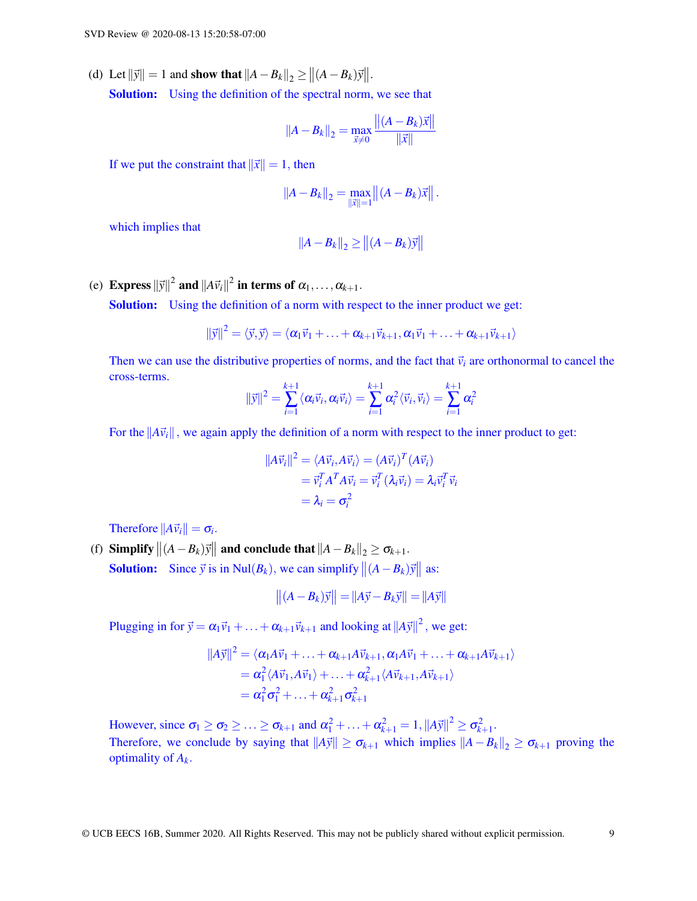(d) Let $\|\vec{y}\| = 1$ and **show that** $\|A - B_k\|_2 \geq \left\|(A - B_k)\vec{y}\right\|$.

**Solution:** Using the definition of the spectral norm, we see that

$$\|A - B_k\|_2 = \max_{\vec{x} \neq 0} \frac{\left\|(A - B_k)\vec{x}\right\|}{\|\vec{x}\|}$$

If we put the constraint that $\|\vec{x}\| = 1$, then

$$\|A - B_k\|_2 = \max_{\|\vec{x}\|=1} \left\|(A - B_k)\vec{x}\right\|.$$

which implies that

$$\|A - B_k\|_2 \geq \left\|(A - B_k)\vec{y}\right\|$$

(e) **Express** $\|\vec{y}\|^2$ **and** $\|A\vec{v}_i\|^2$ **in terms of** $\alpha_1, \ldots, \alpha_{k+1}$.

**Solution:** Using the definition of a norm with respect to the inner product we get:

$$\|\vec{y}\|^2 = \langle \vec{y}, \vec{y} \rangle = \langle \alpha_1 \vec{v}_1 + \ldots + \alpha_{k+1}\vec{v}_{k+1}, \alpha_1 \vec{v}_1 + \ldots + \alpha_{k+1}\vec{v}_{k+1} \rangle$$

Then we can use the distributive properties of norms, and the fact that $\vec{v}_i$ are orthonormal to cancel the cross-terms.

$$\|\vec{y}\|^2 = \sum_{i=1}^{k+1} \langle \alpha_i \vec{v}_i, \alpha_i \vec{v}_i \rangle = \sum_{i=1}^{k+1} \alpha_i^2 \langle \vec{v}_i, \vec{v}_i \rangle = \sum_{i=1}^{k+1} \alpha_i^2$$

For the $\|A\vec{v}_i\|$, we again apply the definition of a norm with respect to the inner product to get:

$$\begin{aligned}
\|A\vec{v}_i\|^2 &= \langle A\vec{v}_i, A\vec{v}_i \rangle = (A\vec{v}_i)^T (A\vec{v}_i) \\
&= \vec{v}_i^T A^T A \vec{v}_i = \vec{v}_i^T (\lambda_i \vec{v}_i) = \lambda_i \vec{v}_i^T \vec{v}_i \\
&= \lambda_i = \sigma_i^2
\end{aligned}$$

Therefore $\|A\vec{v}_i\| = \sigma_i$.

(f) **Simplify** $\left\|(A - B_k)\vec{y}\right\|$ **and conclude that** $\|A - B_k\|_2 \geq \sigma_{k+1}$.

**Solution:** Since $\vec{y}$ is in $\text{Nul}(B_k)$, we can simplify $\left\|(A - B_k)\vec{y}\right\|$ as:

$$\left\|(A - B_k)\vec{y}\right\| = \|A\vec{y} - B_k\vec{y}\| = \|A\vec{y}\|$$

Plugging in for $\vec{y} = \alpha_1 \vec{v}_1 + \ldots + \alpha_{k+1}\vec{v}_{k+1}$ and looking at $\|A\vec{y}\|^2$, we get:

$$\begin{aligned}
\|A\vec{y}\|^2 &= \langle \alpha_1 A\vec{v}_1 + \ldots + \alpha_{k+1} A\vec{v}_{k+1}, \alpha_1 A\vec{v}_1 + \ldots + \alpha_{k+1} A\vec{v}_{k+1} \rangle \\
&= \alpha_1^2 \langle A\vec{v}_1, A\vec{v}_1 \rangle + \ldots + \alpha_{k+1}^2 \langle A\vec{v}_{k+1}, A\vec{v}_{k+1} \rangle \\
&= \alpha_1^2 \sigma_1^2 + \ldots + \alpha_{k+1}^2 \sigma_{k+1}^2
\end{aligned}$$

However, since $\sigma_1 \geq \sigma_2 \geq \ldots \geq \sigma_{k+1}$ and $\alpha_1^2 + \ldots + \alpha_{k+1}^2 = 1$, $\|A\vec{y}\|^2 \geq \sigma_{k+1}^2$.
Therefore, we conclude by saying that $\|A\vec{y}\| \geq \sigma_{k+1}$ which implies $\|A - B_k\|_2 \geq \sigma_{k+1}$ proving the optimality of $A_k$.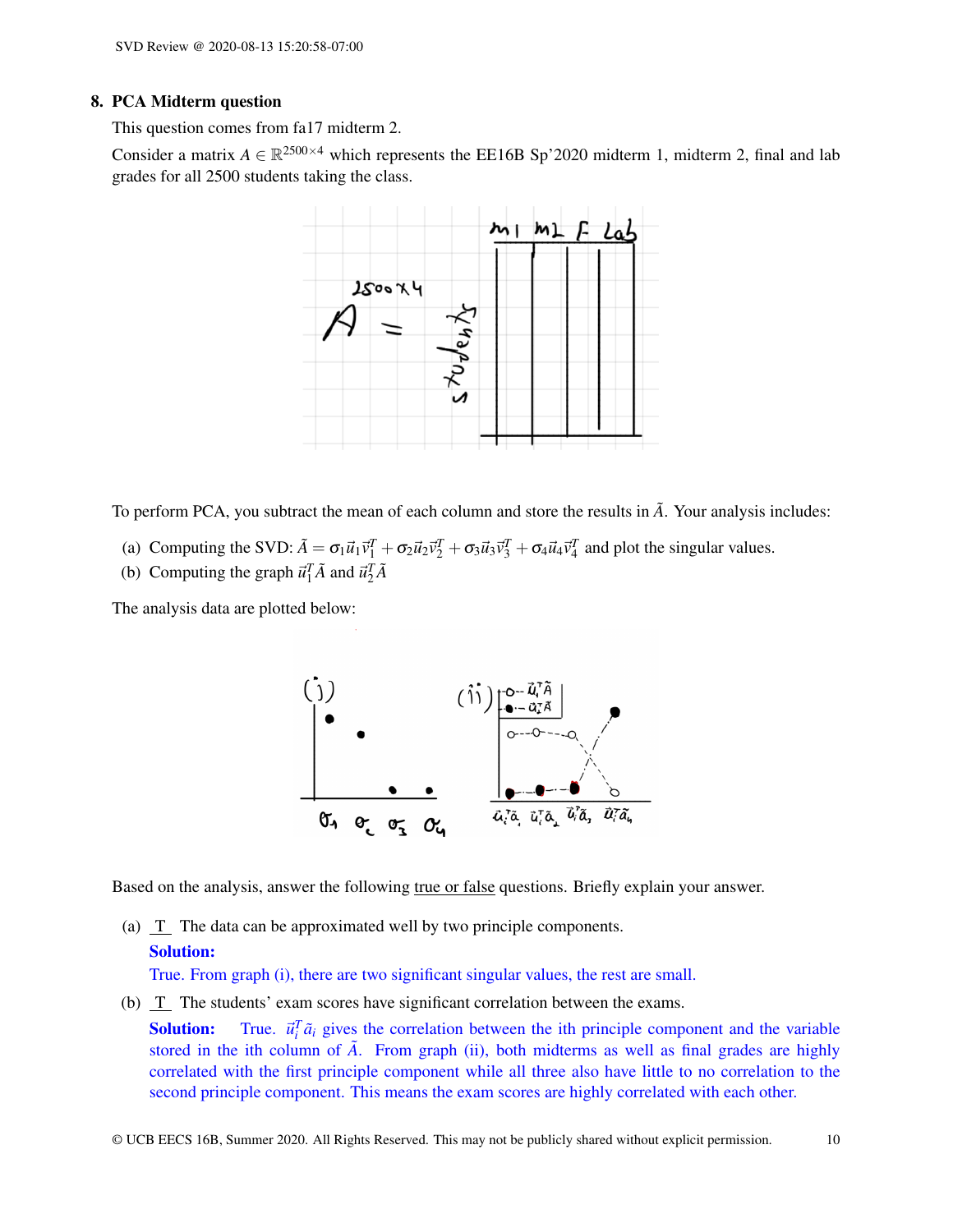### 8. PCA Midterm question

This question comes from fa17 midterm 2.

Consider a matrix $A \in \mathbb{R}^{2500 \times 4}$ which represents the EE16B Sp'2020 midterm 1, midterm 2, final and lab grades for all 2500 students taking the class.

To perform PCA, you subtract the mean of each column and store the results in $\tilde{A}$. Your analysis includes:

(a) Computing the SVD: $\tilde{A} = \sigma_1 \vec{u}_1 \vec{v}_1^T + \sigma_2 \vec{u}_2 \vec{v}_2^T + \sigma_3 \vec{u}_3 \vec{v}_3^T + \sigma_4 \vec{u}_4 \vec{v}_4^T$ and plot the singular values.

(b) Computing the graph $\vec{u}_1^T \tilde{A}$ and $\vec{u}_2^T \tilde{A}$

The analysis data are plotted below:

Based on the analysis, answer the following <u>true or false</u> questions. Briefly explain your answer.

(a) <u>T</u> The data can be approximated well by two principle components.

**Solution:**

True. From graph (i), there are two significant singular values, the rest are small.

(b) <u>T</u> The students' exam scores have significant correlation between the exams.

**Solution:** True. $\vec{u}_i^T \tilde{a}_i$ gives the correlation between the ith principle component and the variable stored in the ith column of $\tilde{A}$. From graph (ii), both midterms as well as final grades are highly correlated with the first principle component while all three also have little to no correlation to the second principle component. This means the exam scores are highly correlated with each other.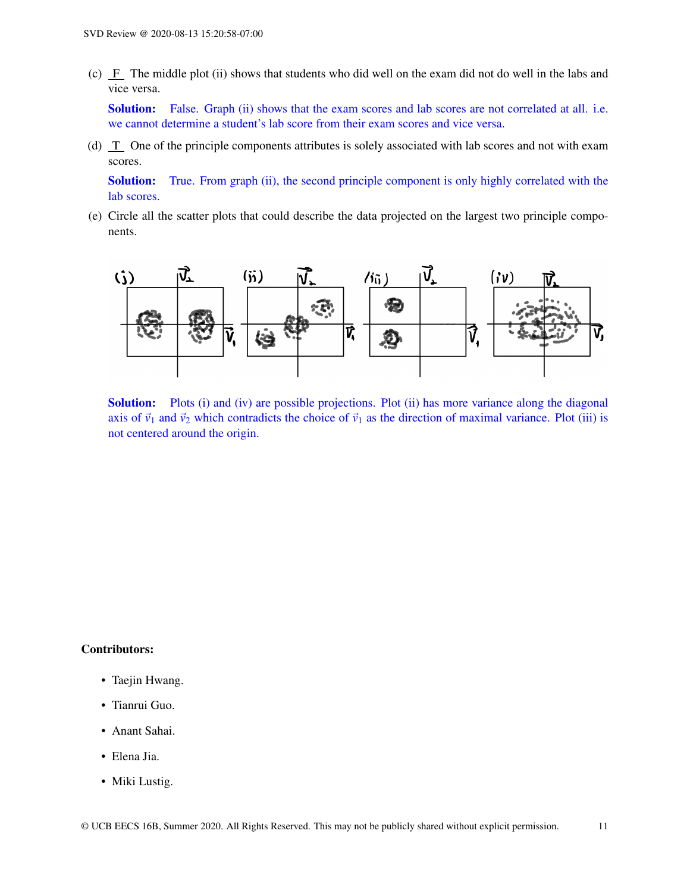(c) F The middle plot (ii) shows that students who did well on the exam did not do well in the labs and vice versa.

**Solution:** False. Graph (ii) shows that the exam scores and lab scores are not correlated at all. i.e. we cannot determine a student's lab score from their exam scores and vice versa.

(d) T One of the principle components attributes is solely associated with lab scores and not with exam scores.

**Solution:** True. From graph (ii), the second principle component is only highly correlated with the lab scores.

(e) Circle all the scatter plots that could describe the data projected on the largest two principle components.

(i) $\vec{v}_2$ $\vec{v}_1$

(ii) $\vec{v}_2$ $\vec{v}_1$

(iii) $\vec{v}_2$ $\vec{v}_1$

(iv) $\vec{v}_2$ $\vec{v}_1$

**Solution:** Plots (i) and (iv) are possible projections. Plot (ii) has more variance along the diagonal axis of $\vec{v}_1$ and $\vec{v}_2$ which contradicts the choice of $\vec{v}_1$ as the direction of maximal variance. Plot (iii) is not centered around the origin.

**Contributors:**

- Taejin Hwang.
- Tianrui Guo.
- Anant Sahai.
- Elena Jia.
- Miki Lustig.